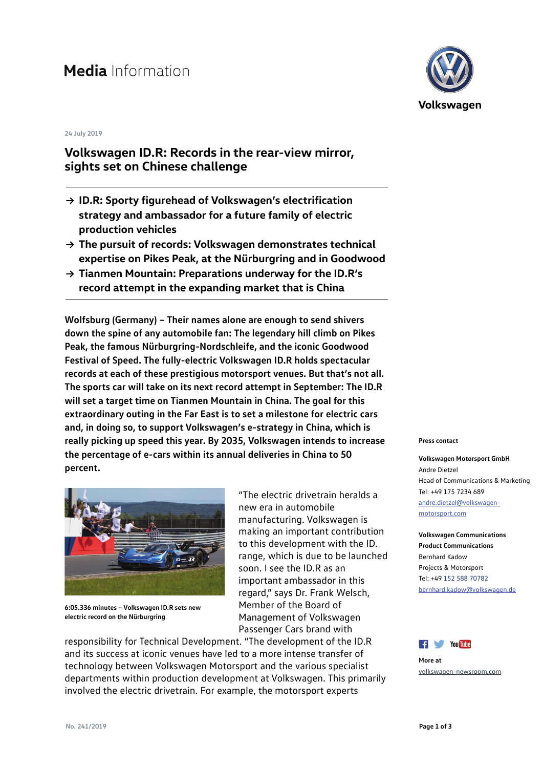# Media Information

24 July 2019

## Volkswagen ID.R: Records in the rear-view mirror, sights set on Chinese challenge

- → **ID.R: Sporty figurehead of Volkswagen's electrification strategy and ambassador for a future family of electric production vehicles**
- → **The pursuit of records: Volkswagen demonstrates technical expertise on Pikes Peak, at the Nürburgring and in Goodwood**
- → **Tianmen Mountain: Preparations underway for the ID.R's record attempt in the expanding market that is China**

**Wolfsburg (Germany) – Their names alone are enough to send shivers down the spine of any automobile fan: The legendary hill climb on Pikes Peak, the famous Nürburgring-Nordschleife, and the iconic Goodwood Festival of Speed. The fully-electric Volkswagen ID.R holds spectacular records at each of these prestigious motorsport venues. But that's not all. The sports car will take on its next record attempt in September: The ID.R will set a target time on Tianmen Mountain in China. The goal for this extraordinary outing in the Far East is to set a milestone for electric cars and, in doing so, to support Volkswagen's e-strategy in China, which is really picking up speed this year. By 2035, Volkswagen intends to increase the percentage of e-cars within its annual deliveries in China to 50 percent.**

**6:05.336 minutes – Volkswagen ID.R sets new electric record on the Nürburgring**

"The electric drivetrain heralds a new era in automobile manufacturing. Volkswagen is making an important contribution to this development with the ID. range, which is due to be launched soon. I see the ID.R as an important ambassador in this regard," says Dr. Frank Welsch, Member of the Board of Management of Volkswagen Passenger Cars brand with responsibility for Technical Development. "The development of the ID.R and its success at iconic venues have led to a more intense transfer of technology between Volkswagen Motorsport and the various specialist departments within production development at Volkswagen. This primarily involved the electric drivetrain. For example, the motorsport experts

**Press contact**

**Volkswagen Motorsport GmbH**
Andre Dietzel
Head of Communications & Marketing
Tel: +49 175 7234 689
andre.dietzel@volkswagen-motorsport.com

**Volkswagen Communications**
**Product Communications**
Bernhard Kadow
Projects & Motorsport
Tel: +49 152 588 70782
bernhard.kadow@volkswagen.de

**More at**
volkswagen-newsroom.com

No. 241/2019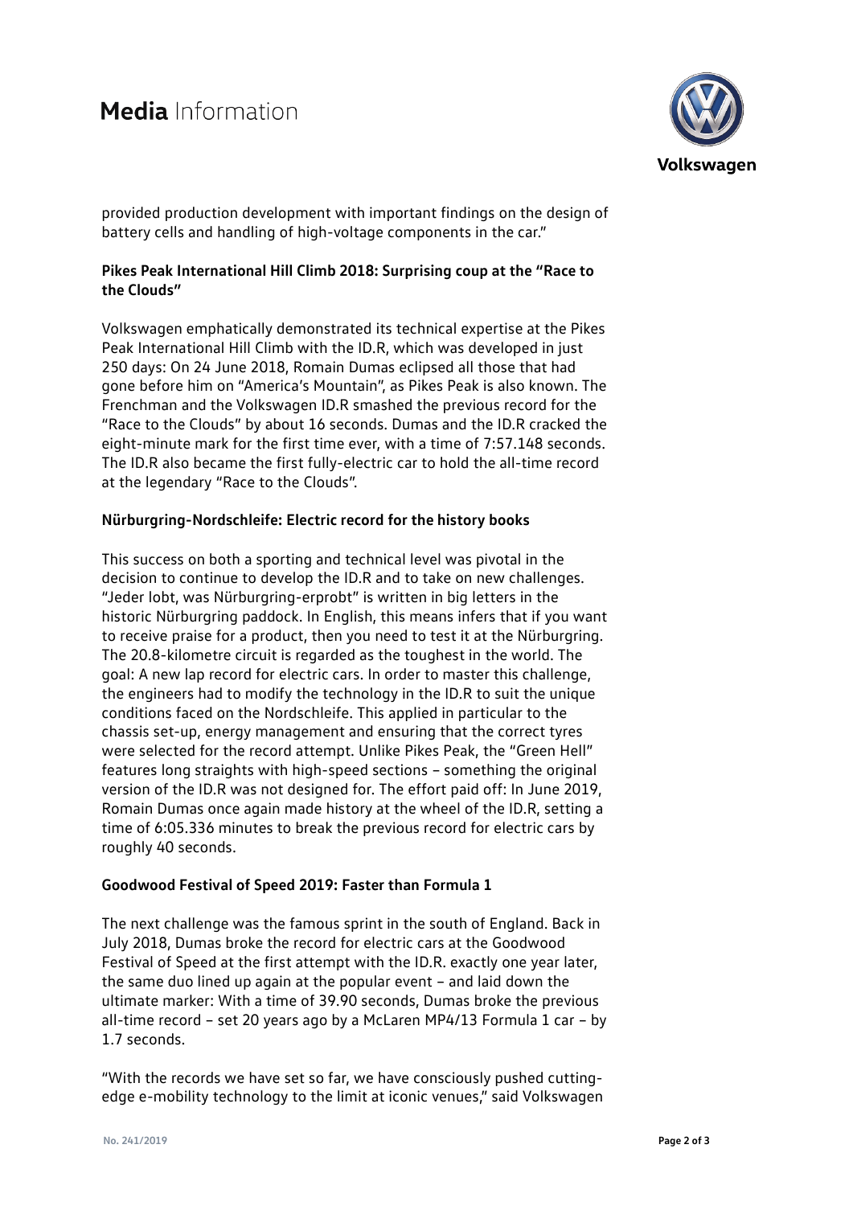provided production development with important findings on the design of battery cells and handling of high-voltage components in the car."

**Pikes Peak International Hill Climb 2018: Surprising coup at the "Race to the Clouds"**

Volkswagen emphatically demonstrated its technical expertise at the Pikes Peak International Hill Climb with the ID.R, which was developed in just 250 days: On 24 June 2018, Romain Dumas eclipsed all those that had gone before him on "America's Mountain", as Pikes Peak is also known. The Frenchman and the Volkswagen ID.R smashed the previous record for the "Race to the Clouds" by about 16 seconds. Dumas and the ID.R cracked the eight-minute mark for the first time ever, with a time of 7:57.148 seconds. The ID.R also became the first fully-electric car to hold the all-time record at the legendary "Race to the Clouds".

**Nürburgring-Nordschleife: Electric record for the history books**

This success on both a sporting and technical level was pivotal in the decision to continue to develop the ID.R and to take on new challenges. "Jeder lobt, was Nürburgring-erprobt" is written in big letters in the historic Nürburgring paddock. In English, this means infers that if you want to receive praise for a product, then you need to test it at the Nürburgring. The 20.8-kilometre circuit is regarded as the toughest in the world. The goal: A new lap record for electric cars. In order to master this challenge, the engineers had to modify the technology in the ID.R to suit the unique conditions faced on the Nordschleife. This applied in particular to the chassis set-up, energy management and ensuring that the correct tyres were selected for the record attempt. Unlike Pikes Peak, the "Green Hell" features long straights with high-speed sections – something the original version of the ID.R was not designed for. The effort paid off: In June 2019, Romain Dumas once again made history at the wheel of the ID.R, setting a time of 6:05.336 minutes to break the previous record for electric cars by roughly 40 seconds.

**Goodwood Festival of Speed 2019: Faster than Formula 1**

The next challenge was the famous sprint in the south of England. Back in July 2018, Dumas broke the record for electric cars at the Goodwood Festival of Speed at the first attempt with the ID.R. exactly one year later, the same duo lined up again at the popular event – and laid down the ultimate marker: With a time of 39.90 seconds, Dumas broke the previous all-time record – set 20 years ago by a McLaren MP4/13 Formula 1 car – by 1.7 seconds.

"With the records we have set so far, we have consciously pushed cutting-edge e-mobility technology to the limit at iconic venues," said Volkswagen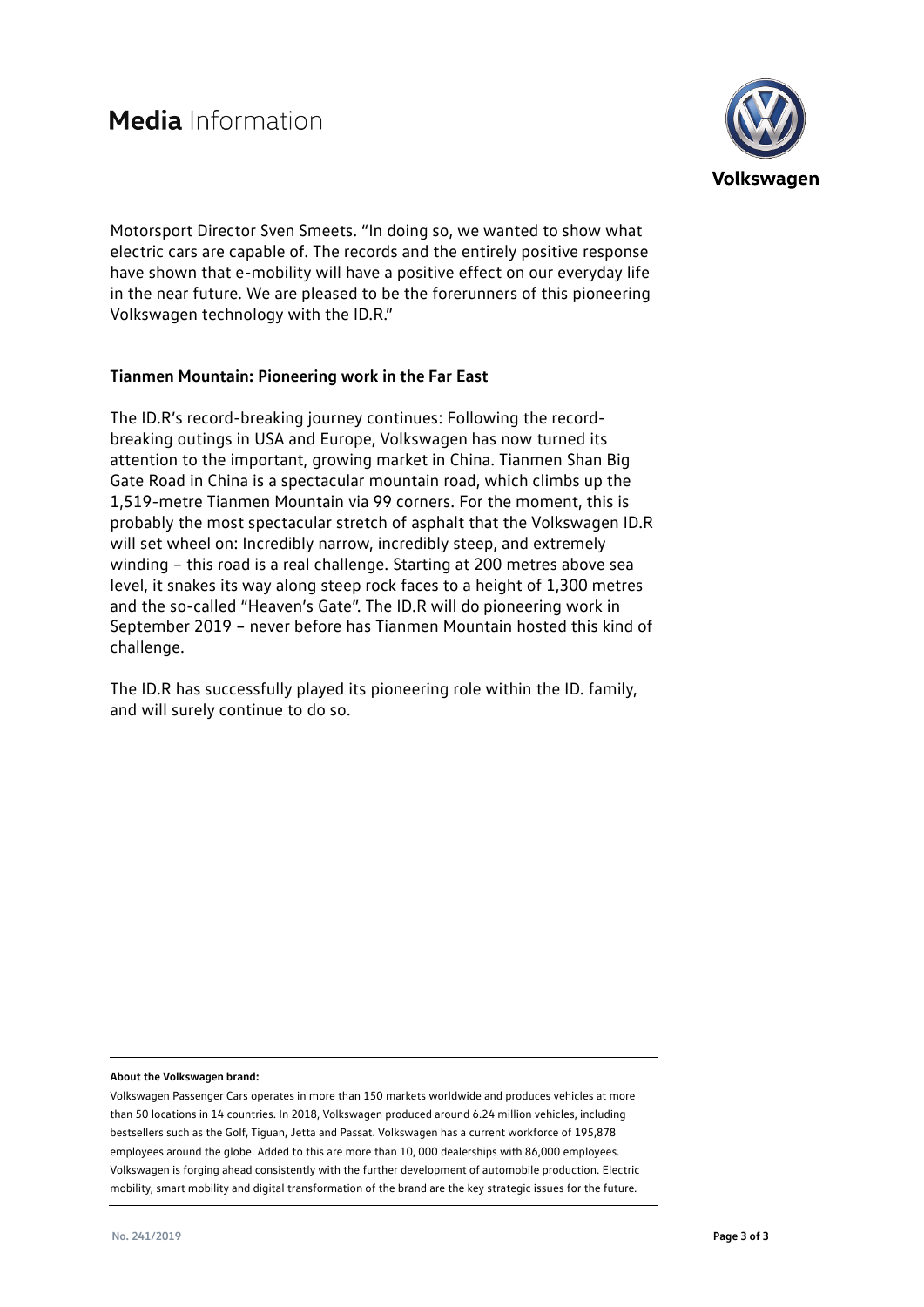Motorsport Director Sven Smeets. “In doing so, we wanted to show what electric cars are capable of. The records and the entirely positive response have shown that e-mobility will have a positive effect on our everyday life in the near future. We are pleased to be the forerunners of this pioneering Volkswagen technology with the ID.R.”

**Tianmen Mountain: Pioneering work in the Far East**

The ID.R's record-breaking journey continues: Following the record-breaking outings in USA and Europe, Volkswagen has now turned its attention to the important, growing market in China. Tianmen Shan Big Gate Road in China is a spectacular mountain road, which climbs up the 1,519-metre Tianmen Mountain via 99 corners. For the moment, this is probably the most spectacular stretch of asphalt that the Volkswagen ID.R will set wheel on: Incredibly narrow, incredibly steep, and extremely winding – this road is a real challenge. Starting at 200 metres above sea level, it snakes its way along steep rock faces to a height of 1,300 metres and the so-called “Heaven's Gate”. The ID.R will do pioneering work in September 2019 – never before has Tianmen Mountain hosted this kind of challenge.

The ID.R has successfully played its pioneering role within the ID. family, and will surely continue to do so.

---

**About the Volkswagen brand:**

Volkswagen Passenger Cars operates in more than 150 markets worldwide and produces vehicles at more than 50 locations in 14 countries. In 2018, Volkswagen produced around 6.24 million vehicles, including bestsellers such as the Golf, Tiguan, Jetta and Passat. Volkswagen has a current workforce of 195,878 employees around the globe. Added to this are more than 10, 000 dealerships with 86,000 employees. Volkswagen is forging ahead consistently with the further development of automobile production. Electric mobility, smart mobility and digital transformation of the brand are the key strategic issues for the future.

No. 241/2019